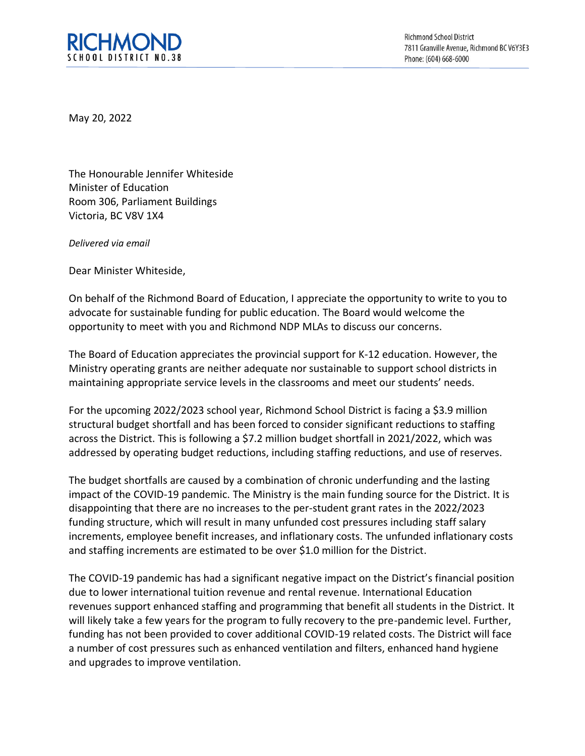**RICHMOND**
SCHOOL DISTRICT NO.38

Richmond School District
7811 Granville Avenue, Richmond BC V6Y3E3
Phone: (604) 668-6000

May 20, 2022

The Honourable Jennifer Whiteside
Minister of Education
Room 306, Parliament Buildings
Victoria, BC V8V 1X4

*Delivered via email*

Dear Minister Whiteside,

On behalf of the Richmond Board of Education, I appreciate the opportunity to write to you to advocate for sustainable funding for public education. The Board would welcome the opportunity to meet with you and Richmond NDP MLAs to discuss our concerns.

The Board of Education appreciates the provincial support for K-12 education. However, the Ministry operating grants are neither adequate nor sustainable to support school districts in maintaining appropriate service levels in the classrooms and meet our students' needs.

For the upcoming 2022/2023 school year, Richmond School District is facing a $3.9 million structural budget shortfall and has been forced to consider significant reductions to staffing across the District. This is following a $7.2 million budget shortfall in 2021/2022, which was addressed by operating budget reductions, including staffing reductions, and use of reserves.

The budget shortfalls are caused by a combination of chronic underfunding and the lasting impact of the COVID-19 pandemic. The Ministry is the main funding source for the District. It is disappointing that there are no increases to the per-student grant rates in the 2022/2023 funding structure, which will result in many unfunded cost pressures including staff salary increments, employee benefit increases, and inflationary costs. The unfunded inflationary costs and staffing increments are estimated to be over $1.0 million for the District.

The COVID-19 pandemic has had a significant negative impact on the District's financial position due to lower international tuition revenue and rental revenue. International Education revenues support enhanced staffing and programming that benefit all students in the District. It will likely take a few years for the program to fully recovery to the pre-pandemic level. Further, funding has not been provided to cover additional COVID-19 related costs. The District will face a number of cost pressures such as enhanced ventilation and filters, enhanced hand hygiene and upgrades to improve ventilation.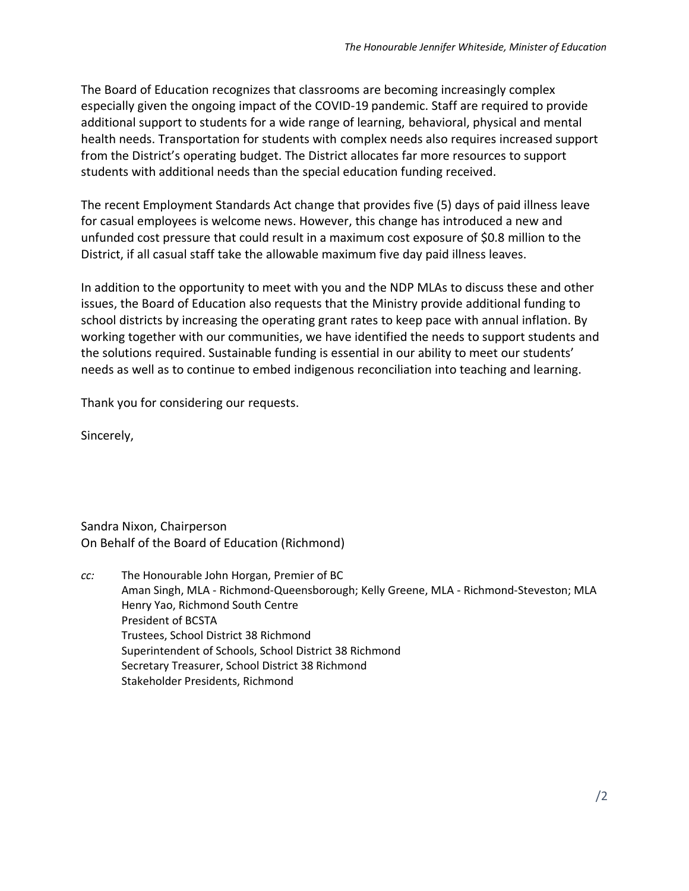The Board of Education recognizes that classrooms are becoming increasingly complex especially given the ongoing impact of the COVID-19 pandemic. Staff are required to provide additional support to students for a wide range of learning, behavioral, physical and mental health needs. Transportation for students with complex needs also requires increased support from the District's operating budget. The District allocates far more resources to support students with additional needs than the special education funding received.

The recent Employment Standards Act change that provides five (5) days of paid illness leave for casual employees is welcome news. However, this change has introduced a new and unfunded cost pressure that could result in a maximum cost exposure of $0.8 million to the District, if all casual staff take the allowable maximum five day paid illness leaves.

In addition to the opportunity to meet with you and the NDP MLAs to discuss these and other issues, the Board of Education also requests that the Ministry provide additional funding to school districts by increasing the operating grant rates to keep pace with annual inflation. By working together with our communities, we have identified the needs to support students and the solutions required. Sustainable funding is essential in our ability to meet our students' needs as well as to continue to embed indigenous reconciliation into teaching and learning.

Thank you for considering our requests.

Sincerely,

Sandra Nixon, Chairperson
On Behalf of the Board of Education (Richmond)

*cc:* The Honourable John Horgan, Premier of BC
Aman Singh, MLA - Richmond-Queensborough; Kelly Greene, MLA - Richmond-Steveston; MLA Henry Yao, Richmond South Centre
President of BCSTA
Trustees, School District 38 Richmond
Superintendent of Schools, School District 38 Richmond
Secretary Treasurer, School District 38 Richmond
Stakeholder Presidents, Richmond